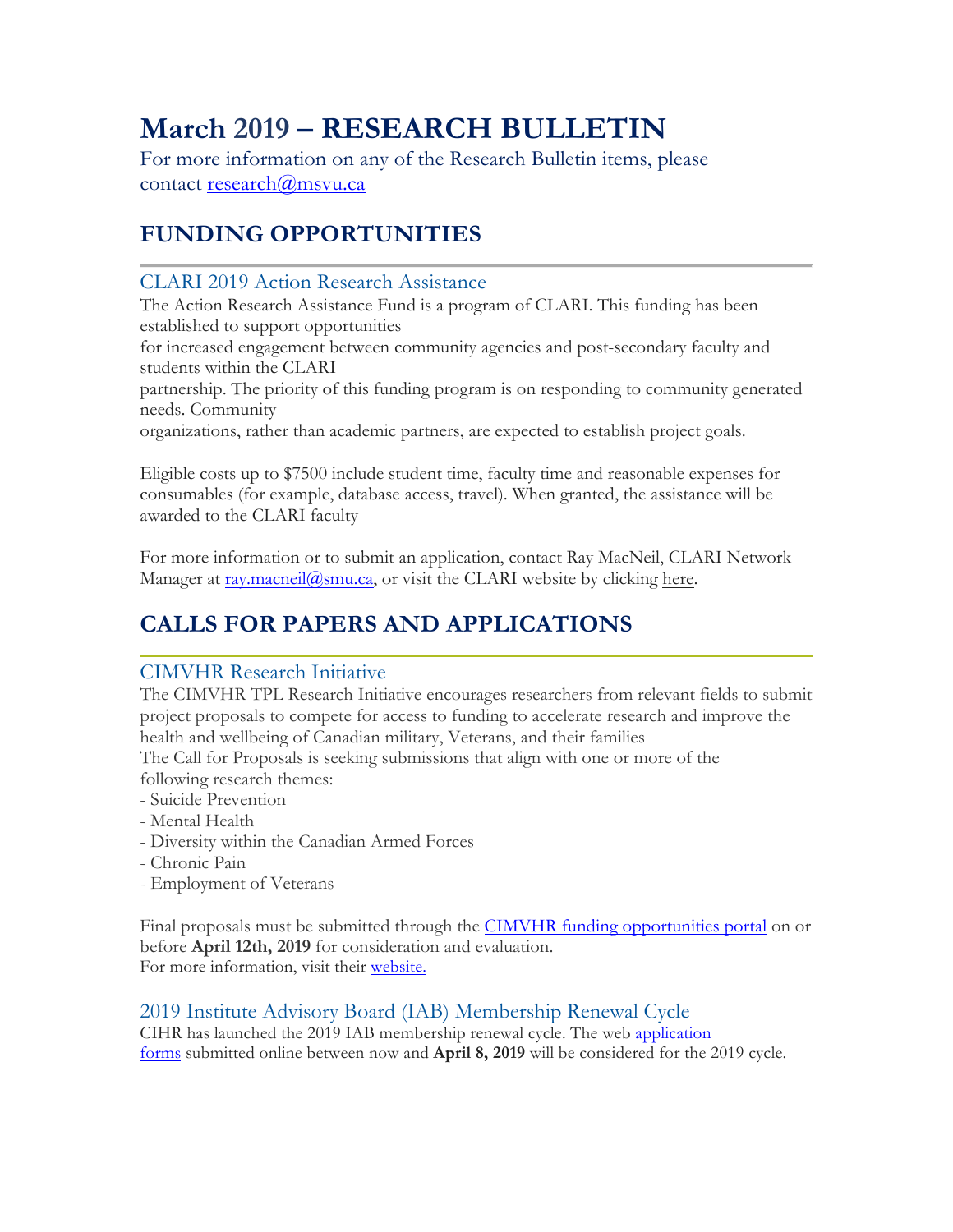# March 2019 – RESEARCH BULLETIN

For more information on any of the Research Bulletin items, please contact research@msvu.ca

## FUNDING OPPORTUNITIES

### CLARI 2019 Action Research Assistance

The Action Research Assistance Fund is a program of CLARI. This funding has been established to support opportunities for increased engagement between community agencies and post-secondary faculty and students within the CLARI partnership. The priority of this funding program is on responding to community generated needs. Community organizations, rather than academic partners, are expected to establish project goals.

Eligible costs up to $7500 include student time, faculty time and reasonable expenses for consumables (for example, database access, travel). When granted, the assistance will be awarded to the CLARI faculty

For more information or to submit an application, contact Ray MacNeil, CLARI Network Manager at ray.macneil@smu.ca, or visit the CLARI website by clicking here.

## CALLS FOR PAPERS AND APPLICATIONS

### CIMVHR Research Initiative

The CIMVHR TPL Research Initiative encourages researchers from relevant fields to submit project proposals to compete for access to funding to accelerate research and improve the health and wellbeing of Canadian military, Veterans, and their families

The Call for Proposals is seeking submissions that align with one or more of the following research themes:

- Suicide Prevention
- Mental Health
- Diversity within the Canadian Armed Forces
- Chronic Pain
- Employment of Veterans

Final proposals must be submitted through the CIMVHR funding opportunities portal on or before **April 12th, 2019** for consideration and evaluation.
For more information, visit their website.

### 2019 Institute Advisory Board (IAB) Membership Renewal Cycle

CIHR has launched the 2019 IAB membership renewal cycle. The web application forms submitted online between now and **April 8, 2019** will be considered for the 2019 cycle.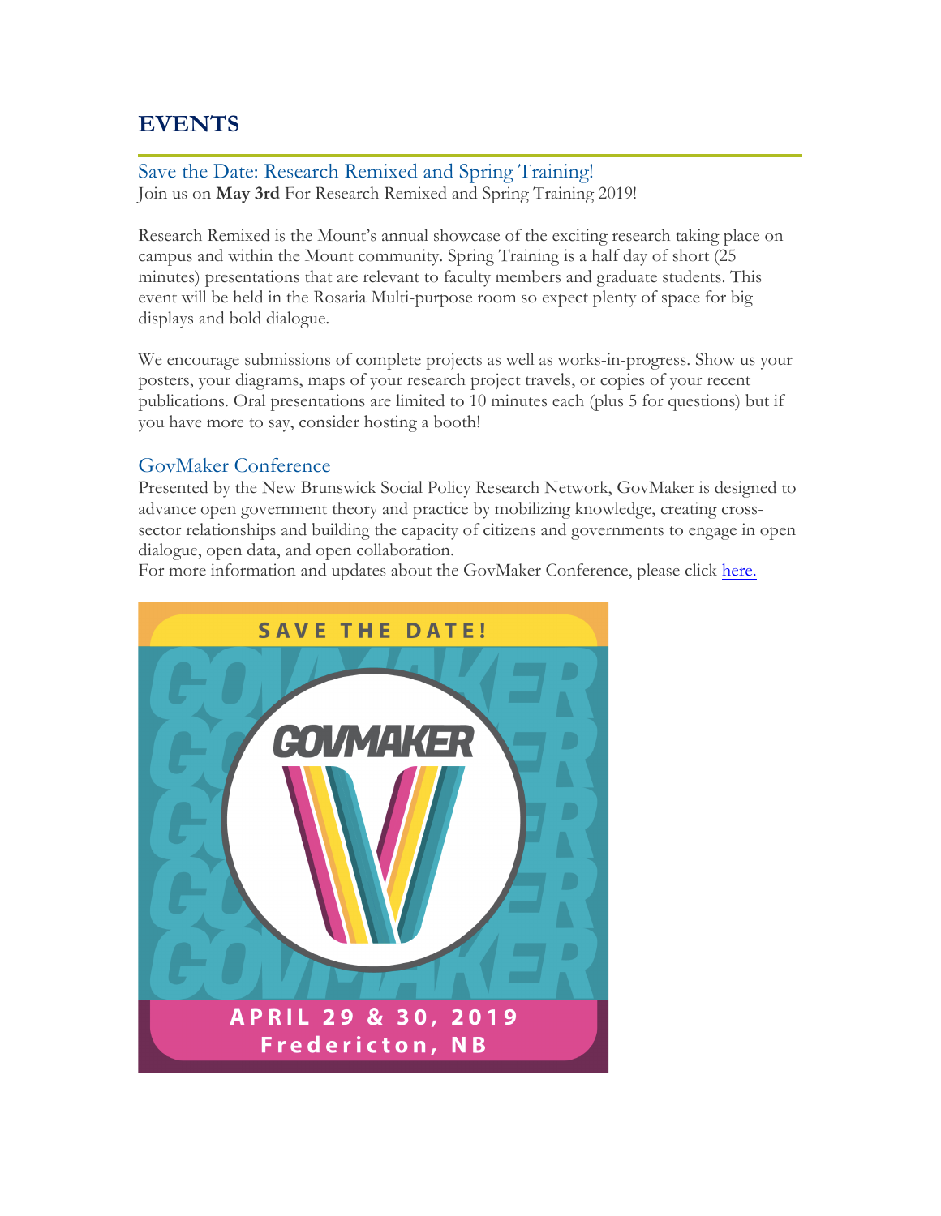## EVENTS

### Save the Date: Research Remixed and Spring Training!

Join us on **May 3rd** For Research Remixed and Spring Training 2019!

Research Remixed is the Mount's annual showcase of the exciting research taking place on campus and within the Mount community. Spring Training is a half day of short (25 minutes) presentations that are relevant to faculty members and graduate students. This event will be held in the Rosaria Multi-purpose room so expect plenty of space for big displays and bold dialogue.

We encourage submissions of complete projects as well as works-in-progress. Show us your posters, your diagrams, maps of your research project travels, or copies of your recent publications. Oral presentations are limited to 10 minutes each (plus 5 for questions) but if you have more to say, consider hosting a booth!

### GovMaker Conference

Presented by the New Brunswick Social Policy Research Network, GovMaker is designed to advance open government theory and practice by mobilizing knowledge, creating cross-sector relationships and building the capacity of citizens and governments to engage in open dialogue, open data, and open collaboration.

For more information and updates about the GovMaker Conference, please click [here.]()

SAVE THE DATE!

GOVMAKER

APRIL 29 & 30, 2019

Fredericton, NB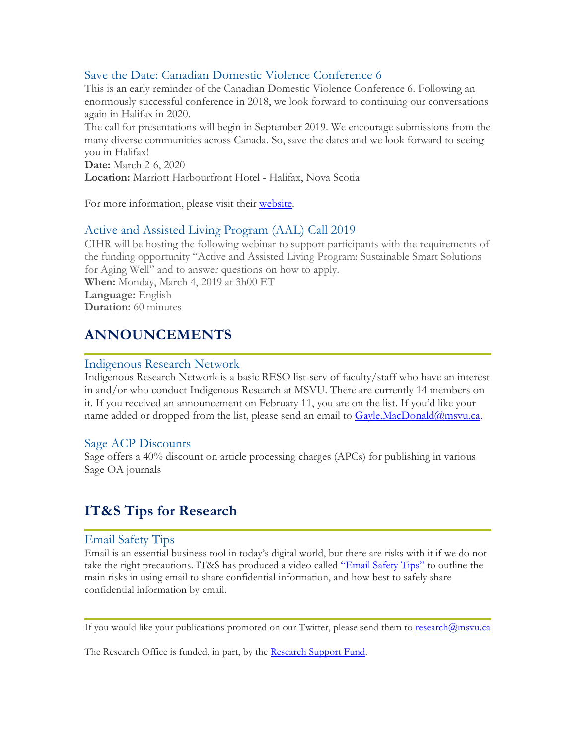### Save the Date: Canadian Domestic Violence Conference 6

This is an early reminder of the Canadian Domestic Violence Conference 6. Following an enormously successful conference in 2018, we look forward to continuing our conversations again in Halifax in 2020.

The call for presentations will begin in September 2019. We encourage submissions from the many diverse communities across Canada. So, save the dates and we look forward to seeing you in Halifax!

**Date:** March 2-6, 2020

**Location:** Marriott Harbourfront Hotel - Halifax, Nova Scotia

For more information, please visit their website.

### Active and Assisted Living Program (AAL) Call 2019

CIHR will be hosting the following webinar to support participants with the requirements of the funding opportunity "Active and Assisted Living Program: Sustainable Smart Solutions for Aging Well" and to answer questions on how to apply.

**When:** Monday, March 4, 2019 at 3h00 ET

**Language:** English

**Duration:** 60 minutes

## ANNOUNCEMENTS

### Indigenous Research Network

Indigenous Research Network is a basic RESO list-serv of faculty/staff who have an interest in and/or who conduct Indigenous Research at MSVU. There are currently 14 members on it. If you received an announcement on February 11, you are on the list. If you'd like your name added or dropped from the list, please send an email to Gayle.MacDonald@msvu.ca.

### Sage ACP Discounts

Sage offers a 40% discount on article processing charges (APCs) for publishing in various Sage OA journals

## IT&S Tips for Research

### Email Safety Tips

Email is an essential business tool in today's digital world, but there are risks with it if we do not take the right precautions. IT&S has produced a video called "Email Safety Tips" to outline the main risks in using email to share confidential information, and how best to safely share confidential information by email.

If you would like your publications promoted on our Twitter, please send them to research@msvu.ca

The Research Office is funded, in part, by the Research Support Fund.